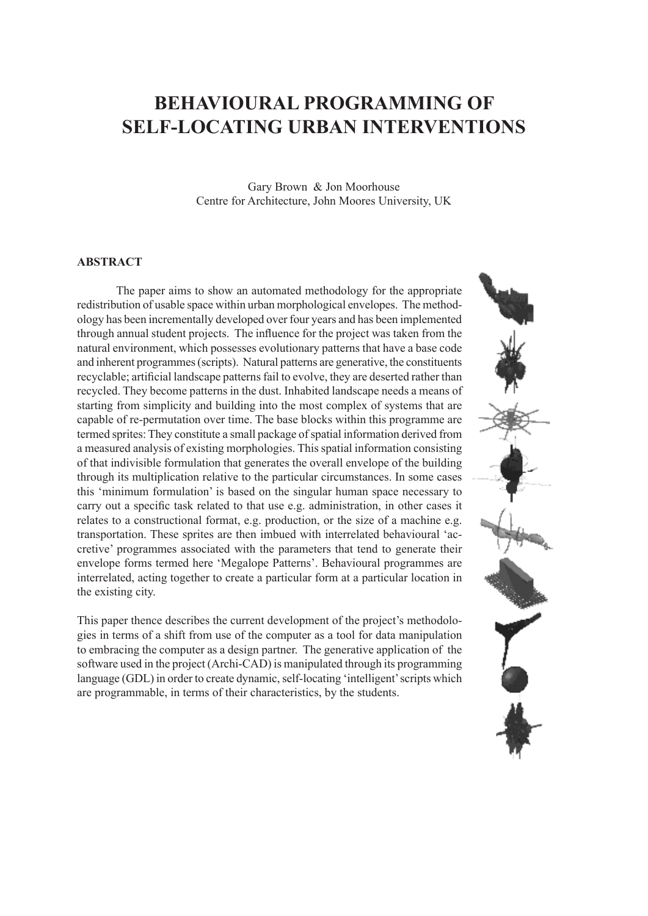# BEHAVIOURAL PROGRAMMING OF SELF-LOCATING URBAN INTERVENTIONS

Gary Brown & Jon Moorhouse
Centre for Architecture, John Moores University, UK

## ABSTRACT

The paper aims to show an automated methodology for the appropriate redistribution of usable space within urban morphological envelopes. The methodology has been incrementally developed over four years and has been implemented through annual student projects. The influence for the project was taken from the natural environment, which possesses evolutionary patterns that have a base code and inherent programmes (scripts). Natural patterns are generative, the constituents recyclable; artificial landscape patterns fail to evolve, they are deserted rather than recycled. They become patterns in the dust. Inhabited landscape needs a means of starting from simplicity and building into the most complex of systems that are capable of re-permutation over time. The base blocks within this programme are termed sprites: They constitute a small package of spatial information derived from a measured analysis of existing morphologies. This spatial information consisting of that indivisible formulation that generates the overall envelope of the building through its multiplication relative to the particular circumstances. In some cases this 'minimum formulation' is based on the singular human space necessary to carry out a specific task related to that use e.g. administration, in other cases it relates to a constructional format, e.g. production, or the size of a machine e.g. transportation. These sprites are then imbued with interrelated behavioural 'accretive' programmes associated with the parameters that tend to generate their envelope forms termed here 'Megalope Patterns'. Behavioural programmes are interrelated, acting together to create a particular form at a particular location in the existing city.

This paper thence describes the current development of the project's methodologies in terms of a shift from use of the computer as a tool for data manipulation to embracing the computer as a design partner. The generative application of the software used in the project (Archi-CAD) is manipulated through its programming language (GDL) in order to create dynamic, self-locating 'intelligent' scripts which are programmable, in terms of their characteristics, by the students.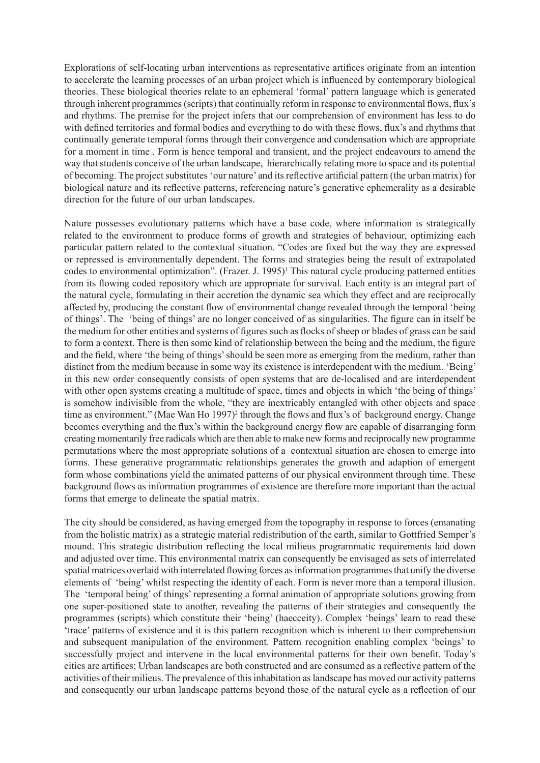Explorations of self-locating urban interventions as representative artifices originate from an intention to accelerate the learning processes of an urban project which is influenced by contemporary biological theories. These biological theories relate to an ephemeral 'formal' pattern language which is generated through inherent programmes (scripts) that continually reform in response to environmental flows, flux's and rhythms. The premise for the project infers that our comprehension of environment has less to do with defined territories and formal bodies and everything to do with these flows, flux's and rhythms that continually generate temporal forms through their convergence and condensation which are appropriate for a moment in time . Form is hence temporal and transient, and the project endeavours to amend the way that students conceive of the urban landscape, hierarchically relating more to space and its potential of becoming. The project substitutes 'our nature' and its reflective artificial pattern (the urban matrix) for biological nature and its reflective patterns, referencing nature's generative ephemerality as a desirable direction for the future of our urban landscapes.

Nature possesses evolutionary patterns which have a base code, where information is strategically related to the environment to produce forms of growth and strategies of behaviour, optimizing each particular pattern related to the contextual situation. "Codes are fixed but the way they are expressed or repressed is environmentally dependent. The forms and strategies being the result of extrapolated codes to environmental optimization". (Frazer. J. 1995)[1] This natural cycle producing patterned entities from its flowing coded repository which are appropriate for survival. Each entity is an integral part of the natural cycle, formulating in their accretion the dynamic sea which they effect and are reciprocally affected by, producing the constant flow of environmental change revealed through the temporal 'being of things'. The 'being of things' are no longer conceived of as singularities. The figure can in itself be the medium for other entities and systems of figures such as flocks of sheep or blades of grass can be said to form a context. There is then some kind of relationship between the being and the medium, the figure and the field, where 'the being of things' should be seen more as emerging from the medium, rather than distinct from the medium because in some way its existence is interdependent with the medium. 'Being' in this new order consequently consists of open systems that are de-localised and are interdependent with other open systems creating a multitude of space, times and objects in which 'the being of things' is somehow indivisible from the whole, "they are inextricably entangled with other objects and space time as environment." (Mae Wan Ho 1997)[2] through the flows and flux's of background energy. Change becomes everything and the flux's within the background energy flow are capable of disarranging form creating momentarily free radicals which are then able to make new forms and reciprocally new programme permutations where the most appropriate solutions of a contextual situation are chosen to emerge into forms. These generative programmatic relationships generates the growth and adaption of emergent form whose combinations yield the animated patterns of our physical environment through time. These background flows as information programmes of existence are therefore more important than the actual forms that emerge to delineate the spatial matrix.

The city should be considered, as having emerged from the topography in response to forces (emanating from the holistic matrix) as a strategic material redistribution of the earth, similar to Gottfried Semper's mound. This strategic distribution reflecting the local milieus programmatic requirements laid down and adjusted over time. This environmental matrix can consequently be envisaged as sets of interrelated spatial matrices overlaid with interrelated flowing forces as information programmes that unify the diverse elements of 'being' whilst respecting the identity of each. Form is never more than a temporal illusion. The 'temporal being' of things' representing a formal animation of appropriate solutions growing from one super-positioned state to another, revealing the patterns of their strategies and consequently the programmes (scripts) which constitute their 'being' (haecceity). Complex 'beings' learn to read these 'trace' patterns of existence and it is this pattern recognition which is inherent to their comprehension and subsequent manipulation of the environment. Pattern recognition enabling complex 'beings' to successfully project and intervene in the local environmental patterns for their own benefit. Today's cities are artifices; Urban landscapes are both constructed and are consumed as a reflective pattern of the activities of their milieus. The prevalence of this inhabitation as landscape has moved our activity patterns and consequently our urban landscape patterns beyond those of the natural cycle as a reflection of our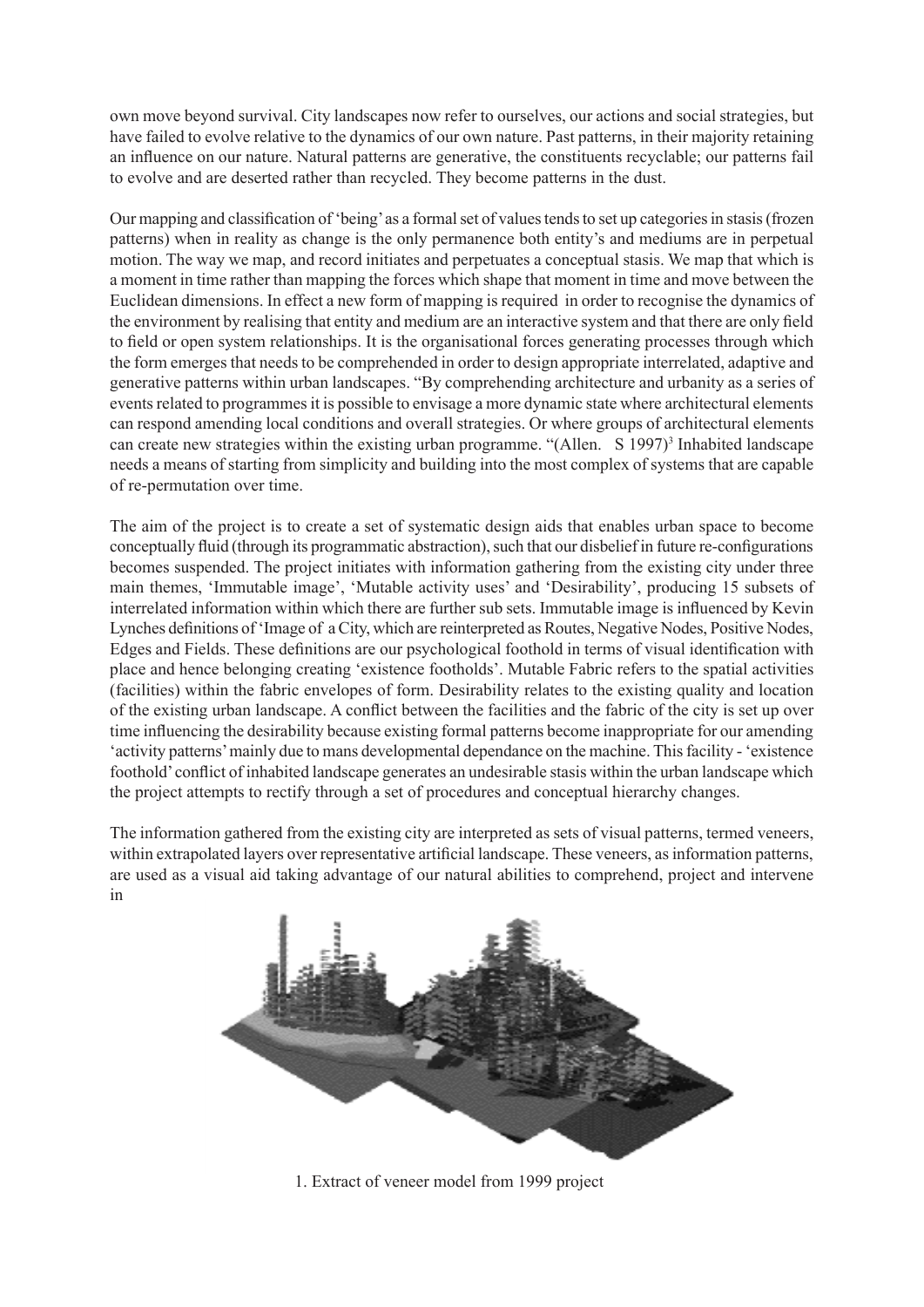own move beyond survival. City landscapes now refer to ourselves, our actions and social strategies, but have failed to evolve relative to the dynamics of our own nature. Past patterns, in their majority retaining an influence on our nature. Natural patterns are generative, the constituents recyclable; our patterns fail to evolve and are deserted rather than recycled. They become patterns in the dust.

Our mapping and classification of 'being' as a formal set of values tends to set up categories in stasis (frozen patterns) when in reality as change is the only permanence both entity's and mediums are in perpetual motion. The way we map, and record initiates and perpetuates a conceptual stasis. We map that which is a moment in time rather than mapping the forces which shape that moment in time and move between the Euclidean dimensions. In effect a new form of mapping is required in order to recognise the dynamics of the environment by realising that entity and medium are an interactive system and that there are only field to field or open system relationships. It is the organisational forces generating processes through which the form emerges that needs to be comprehended in order to design appropriate interrelated, adaptive and generative patterns within urban landscapes. "By comprehending architecture and urbanity as a series of events related to programmes it is possible to envisage a more dynamic state where architectural elements can respond amending local conditions and overall strategies. Or where groups of architectural elements can create new strategies within the existing urban programme. "(Allen. S 1997)[3] Inhabited landscape needs a means of starting from simplicity and building into the most complex of systems that are capable of re-permutation over time.

The aim of the project is to create a set of systematic design aids that enables urban space to become conceptually fluid (through its programmatic abstraction), such that our disbelief in future re-configurations becomes suspended. The project initiates with information gathering from the existing city under three main themes, 'Immutable image', 'Mutable activity uses' and 'Desirability', producing 15 subsets of interrelated information within which there are further sub sets. Immutable image is influenced by Kevin Lynches definitions of 'Image of a City, which are reinterpreted as Routes, Negative Nodes, Positive Nodes, Edges and Fields. These definitions are our psychological foothold in terms of visual identification with place and hence belonging creating 'existence footholds'. Mutable Fabric refers to the spatial activities (facilities) within the fabric envelopes of form. Desirability relates to the existing quality and location of the existing urban landscape. A conflict between the facilities and the fabric of the city is set up over time influencing the desirability because existing formal patterns become inappropriate for our amending 'activity patterns' mainly due to mans developmental dependance on the machine. This facility - 'existence foothold' conflict of inhabited landscape generates an undesirable stasis within the urban landscape which the project attempts to rectify through a set of procedures and conceptual hierarchy changes.

The information gathered from the existing city are interpreted as sets of visual patterns, termed veneers, within extrapolated layers over representative artificial landscape. These veneers, as information patterns, are used as a visual aid taking advantage of our natural abilities to comprehend, project and intervene in

1. Extract of veneer model from 1999 project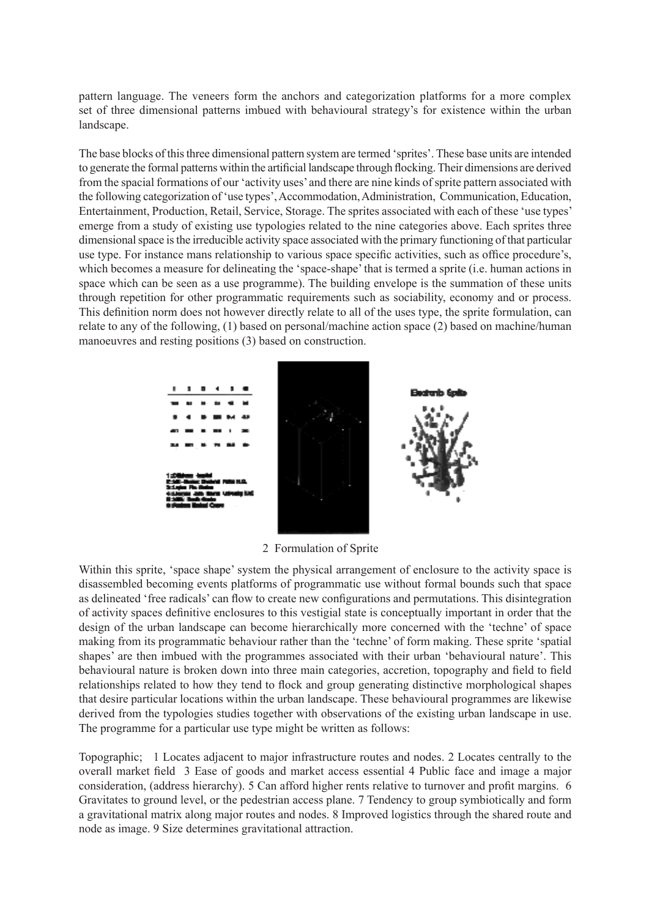pattern language. The veneers form the anchors and categorization platforms for a more complex set of three dimensional patterns imbued with behavioural strategy's for existence within the urban landscape.

The base blocks of this three dimensional pattern system are termed 'sprites'. These base units are intended to generate the formal patterns within the artificial landscape through flocking. Their dimensions are derived from the spacial formations of our 'activity uses' and there are nine kinds of sprite pattern associated with the following categorization of 'use types', Accommodation, Administration, Communication, Education, Entertainment, Production, Retail, Service, Storage. The sprites associated with each of these 'use types' emerge from a study of existing use typologies related to the nine categories above. Each sprites three dimensional space is the irreducible activity space associated with the primary functioning of that particular use type. For instance mans relationship to various space specific activities, such as office procedure's, which becomes a measure for delineating the 'space-shape' that is termed a sprite (i.e. human actions in space which can be seen as a use programme). The building envelope is the summation of these units through repetition for other programmatic requirements such as sociability, economy and or process. This definition norm does not however directly relate to all of the uses type, the sprite formulation, can relate to any of the following, (1) based on personal/machine action space (2) based on machine/human manoeuvres and resting positions (3) based on construction.

2 Formulation of Sprite

Within this sprite, 'space shape' system the physical arrangement of enclosure to the activity space is disassembled becoming events platforms of programmatic use without formal bounds such that space as delineated 'free radicals' can flow to create new configurations and permutations. This disintegration of activity spaces definitive enclosures to this vestigial state is conceptually important in order that the design of the urban landscape can become hierarchically more concerned with the 'techne' of space making from its programmatic behaviour rather than the 'techne' of form making. These sprite 'spatial shapes' are then imbued with the programmes associated with their urban 'behavioural nature'. This behavioural nature is broken down into three main categories, accretion, topography and field to field relationships related to how they tend to flock and group generating distinctive morphological shapes that desire particular locations within the urban landscape. These behavioural programmes are likewise derived from the typologies studies together with observations of the existing urban landscape in use. The programme for a particular use type might be written as follows:

Topographic; 1 Locates adjacent to major infrastructure routes and nodes. 2 Locates centrally to the overall market field 3 Ease of goods and market access essential 4 Public face and image a major consideration, (address hierarchy). 5 Can afford higher rents relative to turnover and profit margins. 6 Gravitates to ground level, or the pedestrian access plane. 7 Tendency to group symbiotically and form a gravitational matrix along major routes and nodes. 8 Improved logistics through the shared route and node as image. 9 Size determines gravitational attraction.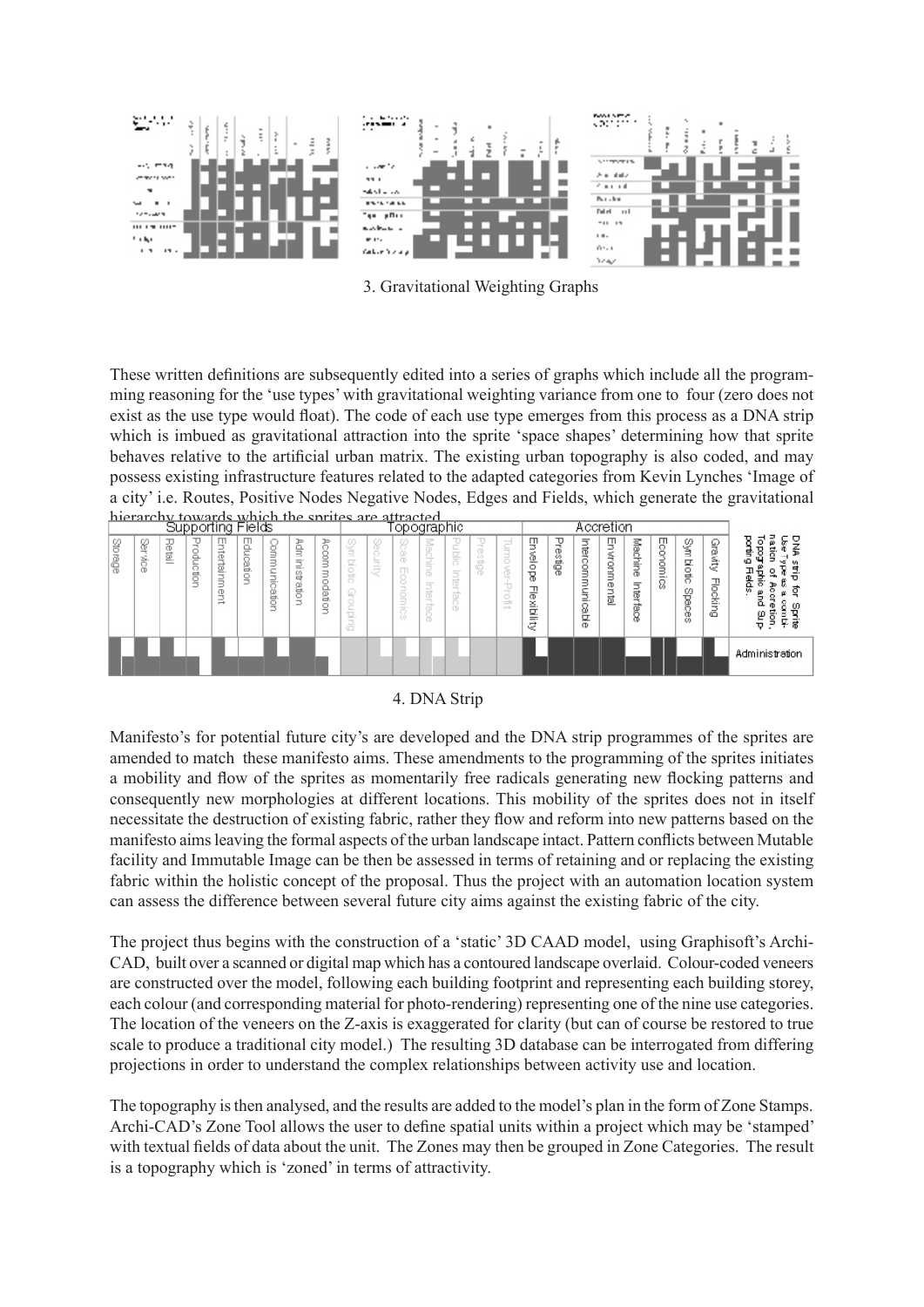3. Gravitational Weighting Graphs

These written definitions are subsequently edited into a series of graphs which include all the programming reasoning for the 'use types' with gravitational weighting variance from one to four (zero does not exist as the use type would float). The code of each use type emerges from this process as a DNA strip which is imbued as gravitational attraction into the sprite 'space shapes' determining how that sprite behaves relative to the artificial urban matrix. The existing urban topography is also coded, and may possess existing infrastructure features related to the adapted categories from Kevin Lynches 'Image of a city' i.e. Routes, Positive Nodes Negative Nodes, Edges and Fields, which generate the gravitational hierarchy towards which the sprites are attracted.

| Supporting Fields | | | | | | | | | Topographic | | | | | | | Accretion | | | | | | | | | |
|---|---|---|---|---|---|---|---|---|---|---|---|---|---|---|---|---|---|---|---|---|---|---|---|---|---|
| Storage | Service | Retail | Production | Entertainment | Education | Communication | Administration | Accommodation | Symbiotic Grouping | Security | Scale Economics | Machine Interface | Public Interface | Prestige | Turnover-Profit | Envelope Flexibility | Prestige | Intercommunicable | Environmental | Machine Interface | Economics | Symbiotic Spaces | Gravity Flocking | DNA strip for Sprite Use Types a combination of Accretion, Topographic and Supporting Fields. |
| | | | | | | | | | | | | | | | | | | | | | | | | Administration |

4. DNA Strip

Manifesto's for potential future city's are developed and the DNA strip programmes of the sprites are amended to match these manifesto aims. These amendments to the programming of the sprites initiates a mobility and flow of the sprites as momentarily free radicals generating new flocking patterns and consequently new morphologies at different locations. This mobility of the sprites does not in itself necessitate the destruction of existing fabric, rather they flow and reform into new patterns based on the manifesto aims leaving the formal aspects of the urban landscape intact. Pattern conflicts between Mutable facility and Immutable Image can be then be assessed in terms of retaining and or replacing the existing fabric within the holistic concept of the proposal. Thus the project with an automation location system can assess the difference between several future city aims against the existing fabric of the city.

The project thus begins with the construction of a 'static' 3D CAAD model, using Graphisoft's ArchiCAD, built over a scanned or digital map which has a contoured landscape overlaid. Colour-coded veneers are constructed over the model, following each building footprint and representing each building storey, each colour (and corresponding material for photo-rendering) representing one of the nine use categories. The location of the veneers on the Z-axis is exaggerated for clarity (but can of course be restored to true scale to produce a traditional city model.) The resulting 3D database can be interrogated from differing projections in order to understand the complex relationships between activity use and location.

The topography is then analysed, and the results are added to the model's plan in the form of Zone Stamps. Archi-CAD's Zone Tool allows the user to define spatial units within a project which may be 'stamped' with textual fields of data about the unit. The Zones may then be grouped in Zone Categories. The result is a topography which is 'zoned' in terms of attractivity.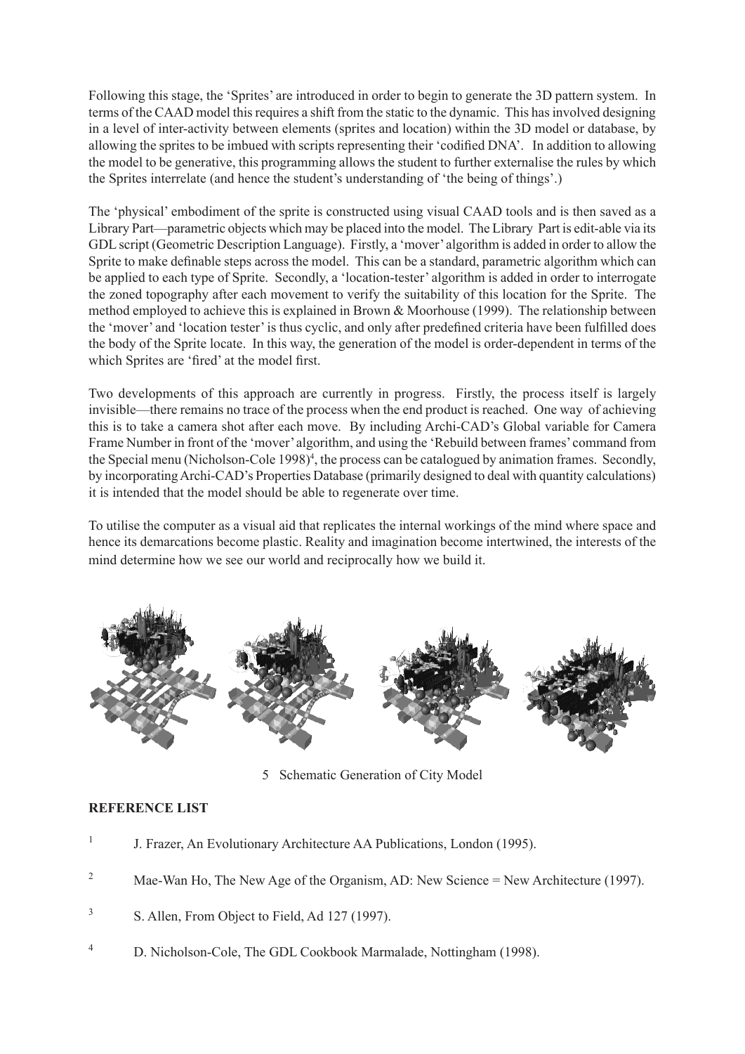Following this stage, the 'Sprites' are introduced in order to begin to generate the 3D pattern system. In terms of the CAAD model this requires a shift from the static to the dynamic. This has involved designing in a level of inter-activity between elements (sprites and location) within the 3D model or database, by allowing the sprites to be imbued with scripts representing their 'codified DNA'. In addition to allowing the model to be generative, this programming allows the student to further externalise the rules by which the Sprites interrelate (and hence the student's understanding of 'the being of things'.)

The 'physical' embodiment of the sprite is constructed using visual CAAD tools and is then saved as a Library Part—parametric objects which may be placed into the model. The Library Part is edit-able via its GDL script (Geometric Description Language). Firstly, a 'mover' algorithm is added in order to allow the Sprite to make definable steps across the model. This can be a standard, parametric algorithm which can be applied to each type of Sprite. Secondly, a 'location-tester' algorithm is added in order to interrogate the zoned topography after each movement to verify the suitability of this location for the Sprite. The method employed to achieve this is explained in Brown & Moorhouse (1999). The relationship between the 'mover' and 'location tester' is thus cyclic, and only after predefined criteria have been fulfilled does the body of the Sprite locate. In this way, the generation of the model is order-dependent in terms of the which Sprites are 'fired' at the model first.

Two developments of this approach are currently in progress. Firstly, the process itself is largely invisible—there remains no trace of the process when the end product is reached. One way of achieving this is to take a camera shot after each move. By including Archi-CAD's Global variable for Camera Frame Number in front of the 'mover' algorithm, and using the 'Rebuild between frames' command from the Special menu (Nicholson-Cole 1998)[4], the process can be catalogued by animation frames. Secondly, by incorporating Archi-CAD's Properties Database (primarily designed to deal with quantity calculations) it is intended that the model should be able to regenerate over time.

To utilise the computer as a visual aid that replicates the internal workings of the mind where space and hence its demarcations become plastic. Reality and imagination become intertwined, the interests of the mind determine how we see our world and reciprocally how we build it.

5 Schematic Generation of City Model

**REFERENCE LIST**

1. J. Frazer, An Evolutionary Architecture AA Publications, London (1995).
2. Mae-Wan Ho, The New Age of the Organism, AD: New Science = New Architecture (1997).
3. S. Allen, From Object to Field, Ad 127 (1997).
4. D. Nicholson-Cole, The GDL Cookbook Marmalade, Nottingham (1998).